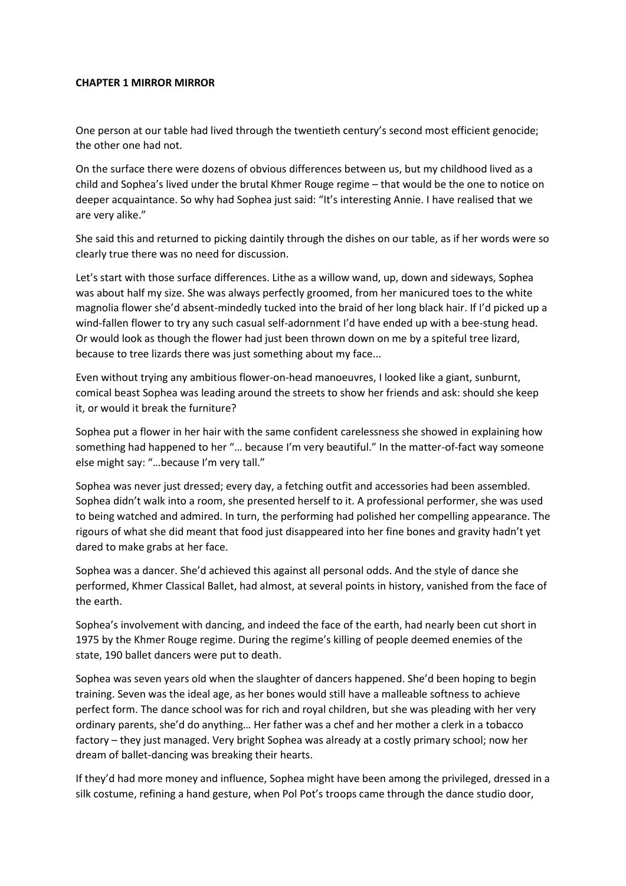**CHAPTER 1 MIRROR MIRROR**

One person at our table had lived through the twentieth century's second most efficient genocide; the other one had not.

On the surface there were dozens of obvious differences between us, but my childhood lived as a child and Sophea's lived under the brutal Khmer Rouge regime – that would be the one to notice on deeper acquaintance. So why had Sophea just said: "It's interesting Annie. I have realised that we are very alike."

She said this and returned to picking daintily through the dishes on our table, as if her words were so clearly true there was no need for discussion.

Let's start with those surface differences. Lithe as a willow wand, up, down and sideways, Sophea was about half my size. She was always perfectly groomed, from her manicured toes to the white magnolia flower she'd absent-mindedly tucked into the braid of her long black hair. If I'd picked up a wind-fallen flower to try any such casual self-adornment I'd have ended up with a bee-stung head. Or would look as though the flower had just been thrown down on me by a spiteful tree lizard, because to tree lizards there was just something about my face...

Even without trying any ambitious flower-on-head manoeuvres, I looked like a giant, sunburnt, comical beast Sophea was leading around the streets to show her friends and ask: should she keep it, or would it break the furniture?

Sophea put a flower in her hair with the same confident carelessness she showed in explaining how something had happened to her "… because I'm very beautiful." In the matter-of-fact way someone else might say: "…because I'm very tall."

Sophea was never just dressed; every day, a fetching outfit and accessories had been assembled. Sophea didn't walk into a room, she presented herself to it. A professional performer, she was used to being watched and admired. In turn, the performing had polished her compelling appearance. The rigours of what she did meant that food just disappeared into her fine bones and gravity hadn't yet dared to make grabs at her face.

Sophea was a dancer. She'd achieved this against all personal odds. And the style of dance she performed, Khmer Classical Ballet, had almost, at several points in history, vanished from the face of the earth.

Sophea's involvement with dancing, and indeed the face of the earth, had nearly been cut short in 1975 by the Khmer Rouge regime. During the regime's killing of people deemed enemies of the state, 190 ballet dancers were put to death.

Sophea was seven years old when the slaughter of dancers happened. She'd been hoping to begin training. Seven was the ideal age, as her bones would still have a malleable softness to achieve perfect form. The dance school was for rich and royal children, but she was pleading with her very ordinary parents, she'd do anything… Her father was a chef and her mother a clerk in a tobacco factory – they just managed. Very bright Sophea was already at a costly primary school; now her dream of ballet-dancing was breaking their hearts.

If they'd had more money and influence, Sophea might have been among the privileged, dressed in a silk costume, refining a hand gesture, when Pol Pot's troops came through the dance studio door,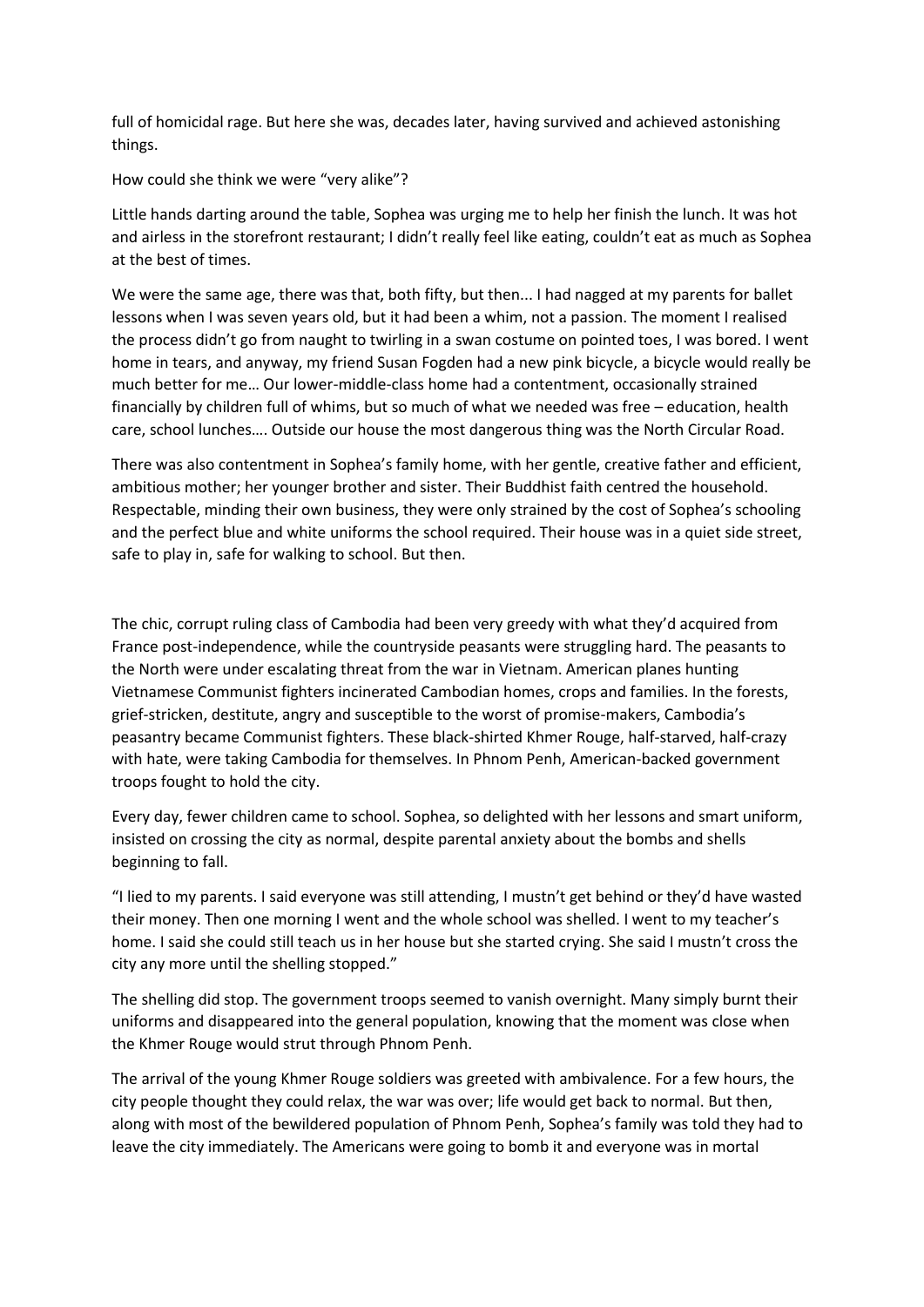full of homicidal rage. But here she was, decades later, having survived and achieved astonishing things.

How could she think we were "very alike"?

Little hands darting around the table, Sophea was urging me to help her finish the lunch. It was hot and airless in the storefront restaurant; I didn't really feel like eating, couldn't eat as much as Sophea at the best of times.

We were the same age, there was that, both fifty, but then... I had nagged at my parents for ballet lessons when I was seven years old, but it had been a whim, not a passion. The moment I realised the process didn't go from naught to twirling in a swan costume on pointed toes, I was bored. I went home in tears, and anyway, my friend Susan Fogden had a new pink bicycle, a bicycle would really be much better for me… Our lower-middle-class home had a contentment, occasionally strained financially by children full of whims, but so much of what we needed was free – education, health care, school lunches…. Outside our house the most dangerous thing was the North Circular Road.

There was also contentment in Sophea's family home, with her gentle, creative father and efficient, ambitious mother; her younger brother and sister. Their Buddhist faith centred the household. Respectable, minding their own business, they were only strained by the cost of Sophea's schooling and the perfect blue and white uniforms the school required. Their house was in a quiet side street, safe to play in, safe for walking to school. But then.

The chic, corrupt ruling class of Cambodia had been very greedy with what they'd acquired from France post-independence, while the countryside peasants were struggling hard. The peasants to the North were under escalating threat from the war in Vietnam. American planes hunting Vietnamese Communist fighters incinerated Cambodian homes, crops and families. In the forests, grief-stricken, destitute, angry and susceptible to the worst of promise-makers, Cambodia's peasantry became Communist fighters. These black-shirted Khmer Rouge, half-starved, half-crazy with hate, were taking Cambodia for themselves. In Phnom Penh, American-backed government troops fought to hold the city.

Every day, fewer children came to school. Sophea, so delighted with her lessons and smart uniform, insisted on crossing the city as normal, despite parental anxiety about the bombs and shells beginning to fall.

"I lied to my parents. I said everyone was still attending, I mustn't get behind or they'd have wasted their money. Then one morning I went and the whole school was shelled. I went to my teacher's home. I said she could still teach us in her house but she started crying. She said I mustn't cross the city any more until the shelling stopped."

The shelling did stop. The government troops seemed to vanish overnight. Many simply burnt their uniforms and disappeared into the general population, knowing that the moment was close when the Khmer Rouge would strut through Phnom Penh.

The arrival of the young Khmer Rouge soldiers was greeted with ambivalence. For a few hours, the city people thought they could relax, the war was over; life would get back to normal. But then, along with most of the bewildered population of Phnom Penh, Sophea's family was told they had to leave the city immediately. The Americans were going to bomb it and everyone was in mortal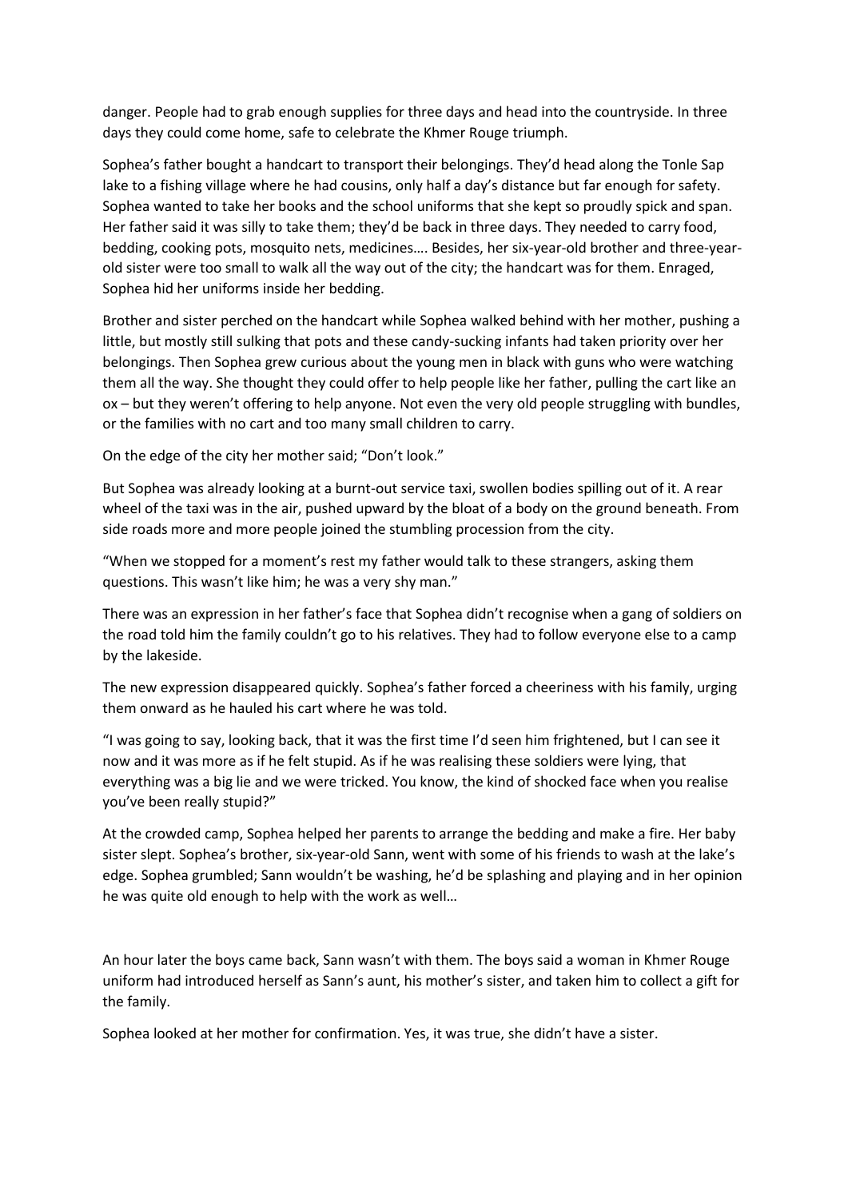danger. People had to grab enough supplies for three days and head into the countryside. In three days they could come home, safe to celebrate the Khmer Rouge triumph.

Sophea's father bought a handcart to transport their belongings. They'd head along the Tonle Sap lake to a fishing village where he had cousins, only half a day's distance but far enough for safety. Sophea wanted to take her books and the school uniforms that she kept so proudly spick and span. Her father said it was silly to take them; they'd be back in three days. They needed to carry food, bedding, cooking pots, mosquito nets, medicines…. Besides, her six-year-old brother and three-year-old sister were too small to walk all the way out of the city; the handcart was for them. Enraged, Sophea hid her uniforms inside her bedding.

Brother and sister perched on the handcart while Sophea walked behind with her mother, pushing a little, but mostly still sulking that pots and these candy-sucking infants had taken priority over her belongings. Then Sophea grew curious about the young men in black with guns who were watching them all the way. She thought they could offer to help people like her father, pulling the cart like an ox – but they weren't offering to help anyone. Not even the very old people struggling with bundles, or the families with no cart and too many small children to carry.

On the edge of the city her mother said; "Don't look."

But Sophea was already looking at a burnt-out service taxi, swollen bodies spilling out of it. A rear wheel of the taxi was in the air, pushed upward by the bloat of a body on the ground beneath. From side roads more and more people joined the stumbling procession from the city.

"When we stopped for a moment's rest my father would talk to these strangers, asking them questions. This wasn't like him; he was a very shy man."

There was an expression in her father's face that Sophea didn't recognise when a gang of soldiers on the road told him the family couldn't go to his relatives. They had to follow everyone else to a camp by the lakeside.

The new expression disappeared quickly. Sophea's father forced a cheeriness with his family, urging them onward as he hauled his cart where he was told.

"I was going to say, looking back, that it was the first time I'd seen him frightened, but I can see it now and it was more as if he felt stupid. As if he was realising these soldiers were lying, that everything was a big lie and we were tricked. You know, the kind of shocked face when you realise you've been really stupid?"

At the crowded camp, Sophea helped her parents to arrange the bedding and make a fire. Her baby sister slept. Sophea's brother, six-year-old Sann, went with some of his friends to wash at the lake's edge. Sophea grumbled; Sann wouldn't be washing, he'd be splashing and playing and in her opinion he was quite old enough to help with the work as well…

An hour later the boys came back, Sann wasn't with them. The boys said a woman in Khmer Rouge uniform had introduced herself as Sann's aunt, his mother's sister, and taken him to collect a gift for the family.

Sophea looked at her mother for confirmation. Yes, it was true, she didn't have a sister.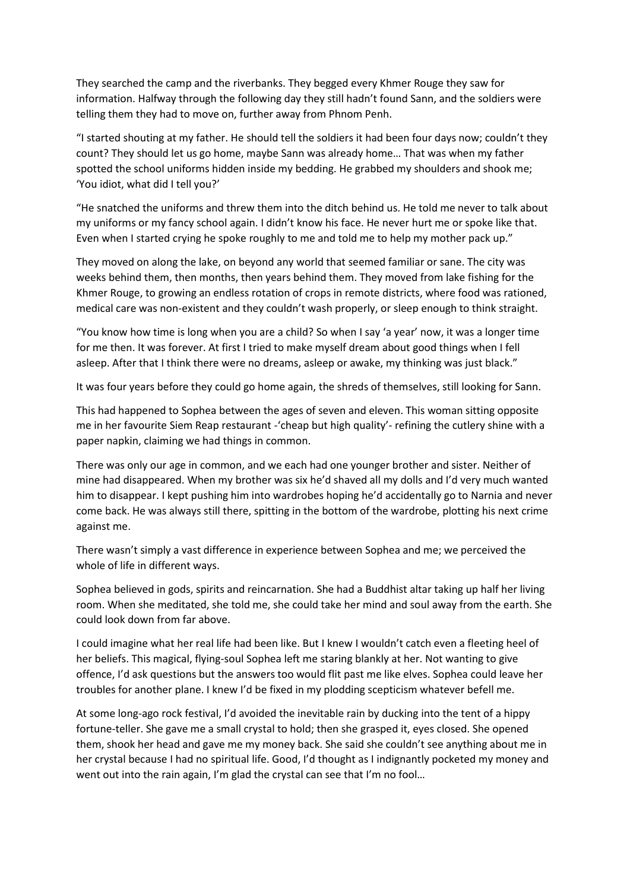They searched the camp and the riverbanks. They begged every Khmer Rouge they saw for information. Halfway through the following day they still hadn't found Sann, and the soldiers were telling them they had to move on, further away from Phnom Penh.

"I started shouting at my father. He should tell the soldiers it had been four days now; couldn't they count? They should let us go home, maybe Sann was already home… That was when my father spotted the school uniforms hidden inside my bedding. He grabbed my shoulders and shook me; 'You idiot, what did I tell you?'

"He snatched the uniforms and threw them into the ditch behind us. He told me never to talk about my uniforms or my fancy school again. I didn't know his face. He never hurt me or spoke like that. Even when I started crying he spoke roughly to me and told me to help my mother pack up."

They moved on along the lake, on beyond any world that seemed familiar or sane. The city was weeks behind them, then months, then years behind them. They moved from lake fishing for the Khmer Rouge, to growing an endless rotation of crops in remote districts, where food was rationed, medical care was non-existent and they couldn't wash properly, or sleep enough to think straight.

"You know how time is long when you are a child? So when I say 'a year' now, it was a longer time for me then. It was forever. At first I tried to make myself dream about good things when I fell asleep. After that I think there were no dreams, asleep or awake, my thinking was just black."

It was four years before they could go home again, the shreds of themselves, still looking for Sann.

This had happened to Sophea between the ages of seven and eleven. This woman sitting opposite me in her favourite Siem Reap restaurant -'cheap but high quality'- refining the cutlery shine with a paper napkin, claiming we had things in common.

There was only our age in common, and we each had one younger brother and sister. Neither of mine had disappeared. When my brother was six he'd shaved all my dolls and I'd very much wanted him to disappear. I kept pushing him into wardrobes hoping he'd accidentally go to Narnia and never come back. He was always still there, spitting in the bottom of the wardrobe, plotting his next crime against me.

There wasn't simply a vast difference in experience between Sophea and me; we perceived the whole of life in different ways.

Sophea believed in gods, spirits and reincarnation. She had a Buddhist altar taking up half her living room. When she meditated, she told me, she could take her mind and soul away from the earth. She could look down from far above.

I could imagine what her real life had been like. But I knew I wouldn't catch even a fleeting heel of her beliefs. This magical, flying-soul Sophea left me staring blankly at her. Not wanting to give offence, I'd ask questions but the answers too would flit past me like elves. Sophea could leave her troubles for another plane. I knew I'd be fixed in my plodding scepticism whatever befell me.

At some long-ago rock festival, I'd avoided the inevitable rain by ducking into the tent of a hippy fortune-teller. She gave me a small crystal to hold; then she grasped it, eyes closed. She opened them, shook her head and gave me my money back. She said she couldn't see anything about me in her crystal because I had no spiritual life. Good, I'd thought as I indignantly pocketed my money and went out into the rain again, I'm glad the crystal can see that I'm no fool…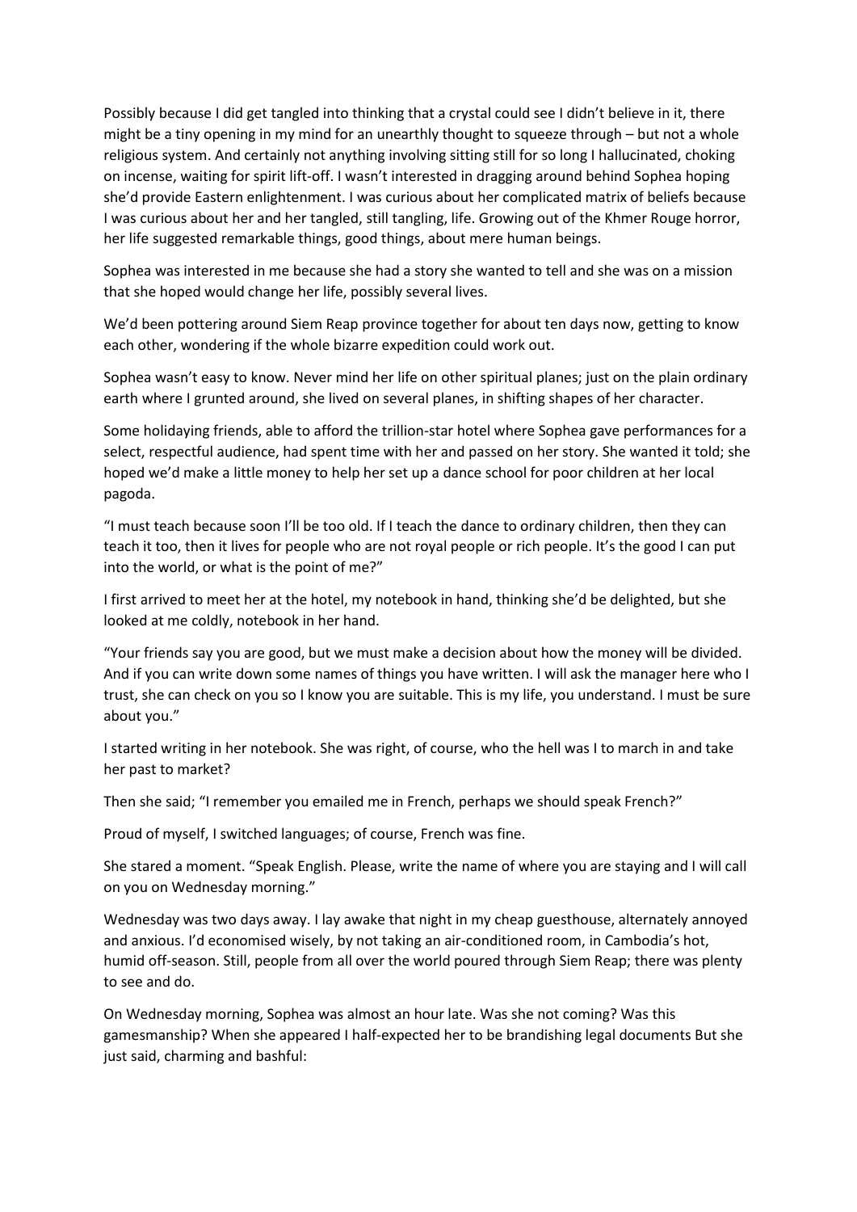Possibly because I did get tangled into thinking that a crystal could see I didn't believe in it, there might be a tiny opening in my mind for an unearthly thought to squeeze through – but not a whole religious system. And certainly not anything involving sitting still for so long I hallucinated, choking on incense, waiting for spirit lift-off. I wasn't interested in dragging around behind Sophea hoping she'd provide Eastern enlightenment. I was curious about her complicated matrix of beliefs because I was curious about her and her tangled, still tangling, life. Growing out of the Khmer Rouge horror, her life suggested remarkable things, good things, about mere human beings.

Sophea was interested in me because she had a story she wanted to tell and she was on a mission that she hoped would change her life, possibly several lives.

We'd been pottering around Siem Reap province together for about ten days now, getting to know each other, wondering if the whole bizarre expedition could work out.

Sophea wasn't easy to know. Never mind her life on other spiritual planes; just on the plain ordinary earth where I grunted around, she lived on several planes, in shifting shapes of her character.

Some holidaying friends, able to afford the trillion-star hotel where Sophea gave performances for a select, respectful audience, had spent time with her and passed on her story. She wanted it told; she hoped we'd make a little money to help her set up a dance school for poor children at her local pagoda.

"I must teach because soon I'll be too old. If I teach the dance to ordinary children, then they can teach it too, then it lives for people who are not royal people or rich people. It's the good I can put into the world, or what is the point of me?"

I first arrived to meet her at the hotel, my notebook in hand, thinking she'd be delighted, but she looked at me coldly, notebook in her hand.

"Your friends say you are good, but we must make a decision about how the money will be divided. And if you can write down some names of things you have written. I will ask the manager here who I trust, she can check on you so I know you are suitable. This is my life, you understand. I must be sure about you."

I started writing in her notebook. She was right, of course, who the hell was I to march in and take her past to market?

Then she said; "I remember you emailed me in French, perhaps we should speak French?"

Proud of myself, I switched languages; of course, French was fine.

She stared a moment. "Speak English. Please, write the name of where you are staying and I will call on you on Wednesday morning."

Wednesday was two days away. I lay awake that night in my cheap guesthouse, alternately annoyed and anxious. I'd economised wisely, by not taking an air-conditioned room, in Cambodia's hot, humid off-season. Still, people from all over the world poured through Siem Reap; there was plenty to see and do.

On Wednesday morning, Sophea was almost an hour late. Was she not coming? Was this gamesmanship? When she appeared I half-expected her to be brandishing legal documents But she just said, charming and bashful: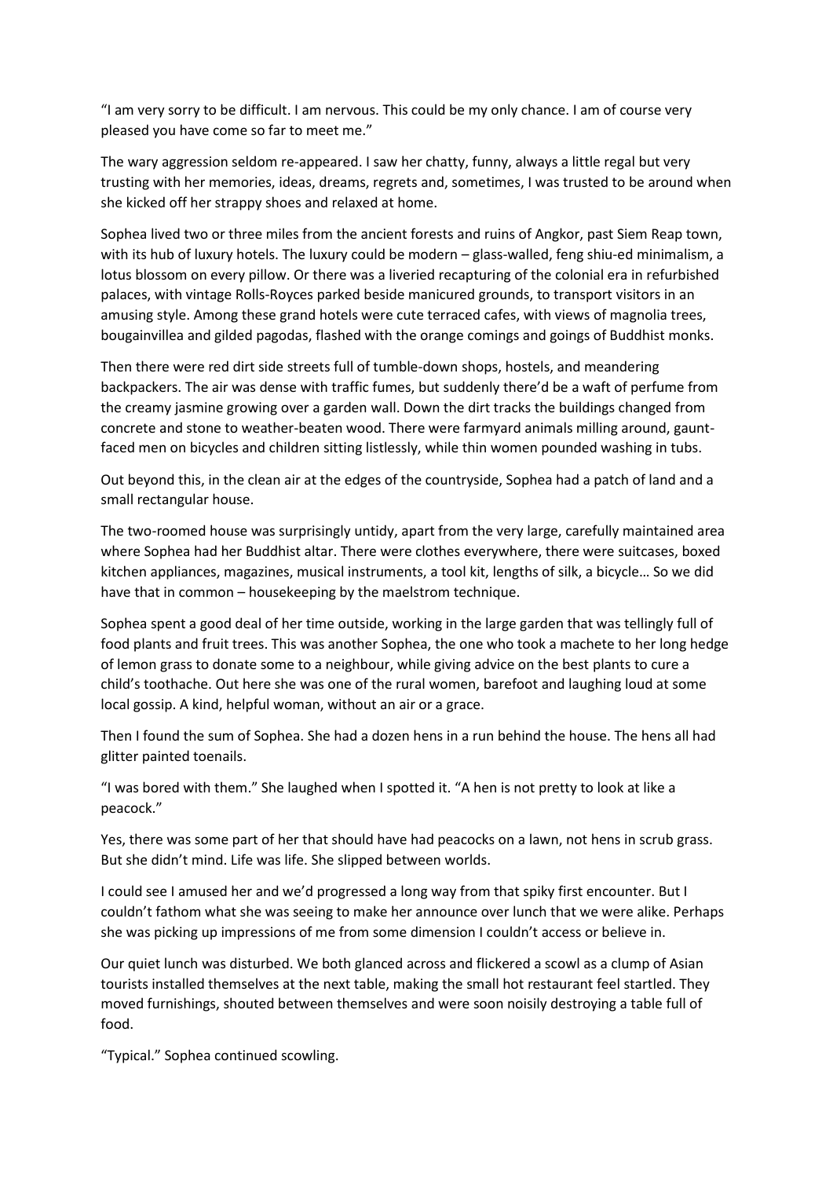"I am very sorry to be difficult. I am nervous. This could be my only chance. I am of course very pleased you have come so far to meet me."

The wary aggression seldom re-appeared. I saw her chatty, funny, always a little regal but very trusting with her memories, ideas, dreams, regrets and, sometimes, I was trusted to be around when she kicked off her strappy shoes and relaxed at home.

Sophea lived two or three miles from the ancient forests and ruins of Angkor, past Siem Reap town, with its hub of luxury hotels. The luxury could be modern – glass-walled, feng shiu-ed minimalism, a lotus blossom on every pillow. Or there was a liveried recapturing of the colonial era in refurbished palaces, with vintage Rolls-Royces parked beside manicured grounds, to transport visitors in an amusing style. Among these grand hotels were cute terraced cafes, with views of magnolia trees, bougainvillea and gilded pagodas, flashed with the orange comings and goings of Buddhist monks.

Then there were red dirt side streets full of tumble-down shops, hostels, and meandering backpackers. The air was dense with traffic fumes, but suddenly there'd be a waft of perfume from the creamy jasmine growing over a garden wall. Down the dirt tracks the buildings changed from concrete and stone to weather-beaten wood. There were farmyard animals milling around, gaunt-faced men on bicycles and children sitting listlessly, while thin women pounded washing in tubs.

Out beyond this, in the clean air at the edges of the countryside, Sophea had a patch of land and a small rectangular house.

The two-roomed house was surprisingly untidy, apart from the very large, carefully maintained area where Sophea had her Buddhist altar. There were clothes everywhere, there were suitcases, boxed kitchen appliances, magazines, musical instruments, a tool kit, lengths of silk, a bicycle… So we did have that in common – housekeeping by the maelstrom technique.

Sophea spent a good deal of her time outside, working in the large garden that was tellingly full of food plants and fruit trees. This was another Sophea, the one who took a machete to her long hedge of lemon grass to donate some to a neighbour, while giving advice on the best plants to cure a child's toothache. Out here she was one of the rural women, barefoot and laughing loud at some local gossip. A kind, helpful woman, without an air or a grace.

Then I found the sum of Sophea. She had a dozen hens in a run behind the house. The hens all had glitter painted toenails.

"I was bored with them." She laughed when I spotted it. "A hen is not pretty to look at like a peacock."

Yes, there was some part of her that should have had peacocks on a lawn, not hens in scrub grass. But she didn't mind. Life was life. She slipped between worlds.

I could see I amused her and we'd progressed a long way from that spiky first encounter. But I couldn't fathom what she was seeing to make her announce over lunch that we were alike. Perhaps she was picking up impressions of me from some dimension I couldn't access or believe in.

Our quiet lunch was disturbed. We both glanced across and flickered a scowl as a clump of Asian tourists installed themselves at the next table, making the small hot restaurant feel startled. They moved furnishings, shouted between themselves and were soon noisily destroying a table full of food.

"Typical." Sophea continued scowling.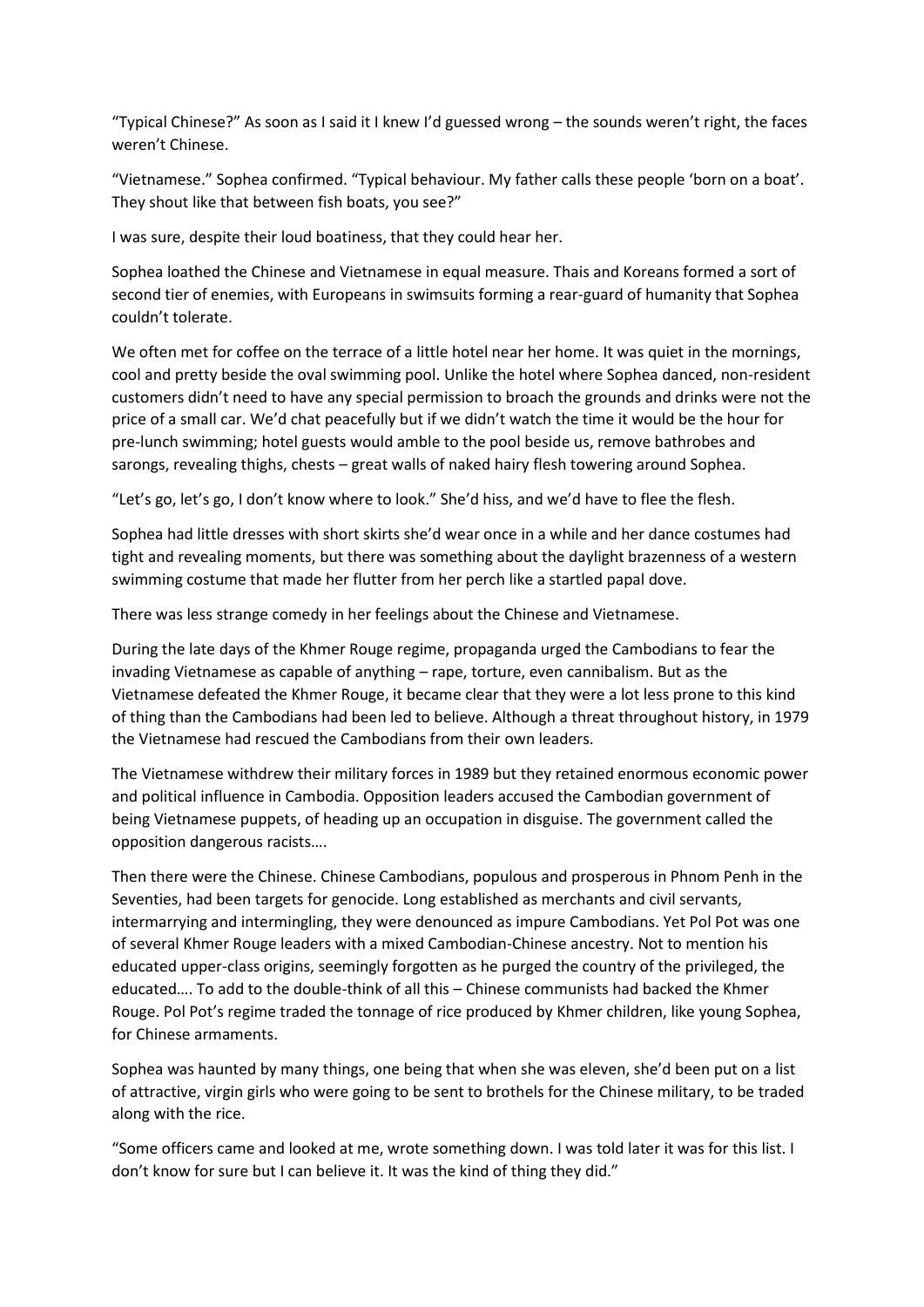"Typical Chinese?" As soon as I said it I knew I'd guessed wrong – the sounds weren't right, the faces weren't Chinese.

"Vietnamese." Sophea confirmed. "Typical behaviour. My father calls these people 'born on a boat'. They shout like that between fish boats, you see?"

I was sure, despite their loud boatiness, that they could hear her.

Sophea loathed the Chinese and Vietnamese in equal measure. Thais and Koreans formed a sort of second tier of enemies, with Europeans in swimsuits forming a rear-guard of humanity that Sophea couldn't tolerate.

We often met for coffee on the terrace of a little hotel near her home. It was quiet in the mornings, cool and pretty beside the oval swimming pool. Unlike the hotel where Sophea danced, non-resident customers didn't need to have any special permission to broach the grounds and drinks were not the price of a small car. We'd chat peacefully but if we didn't watch the time it would be the hour for pre-lunch swimming; hotel guests would amble to the pool beside us, remove bathrobes and sarongs, revealing thighs, chests – great walls of naked hairy flesh towering around Sophea.

"Let's go, let's go, I don't know where to look." She'd hiss, and we'd have to flee the flesh.

Sophea had little dresses with short skirts she'd wear once in a while and her dance costumes had tight and revealing moments, but there was something about the daylight brazenness of a western swimming costume that made her flutter from her perch like a startled papal dove.

There was less strange comedy in her feelings about the Chinese and Vietnamese.

During the late days of the Khmer Rouge regime, propaganda urged the Cambodians to fear the invading Vietnamese as capable of anything – rape, torture, even cannibalism. But as the Vietnamese defeated the Khmer Rouge, it became clear that they were a lot less prone to this kind of thing than the Cambodians had been led to believe. Although a threat throughout history, in 1979 the Vietnamese had rescued the Cambodians from their own leaders.

The Vietnamese withdrew their military forces in 1989 but they retained enormous economic power and political influence in Cambodia. Opposition leaders accused the Cambodian government of being Vietnamese puppets, of heading up an occupation in disguise. The government called the opposition dangerous racists….

Then there were the Chinese. Chinese Cambodians, populous and prosperous in Phnom Penh in the Seventies, had been targets for genocide. Long established as merchants and civil servants, intermarrying and intermingling, they were denounced as impure Cambodians. Yet Pol Pot was one of several Khmer Rouge leaders with a mixed Cambodian-Chinese ancestry. Not to mention his educated upper-class origins, seemingly forgotten as he purged the country of the privileged, the educated…. To add to the double-think of all this – Chinese communists had backed the Khmer Rouge. Pol Pot's regime traded the tonnage of rice produced by Khmer children, like young Sophea, for Chinese armaments.

Sophea was haunted by many things, one being that when she was eleven, she'd been put on a list of attractive, virgin girls who were going to be sent to brothels for the Chinese military, to be traded along with the rice.

"Some officers came and looked at me, wrote something down. I was told later it was for this list. I don't know for sure but I can believe it. It was the kind of thing they did."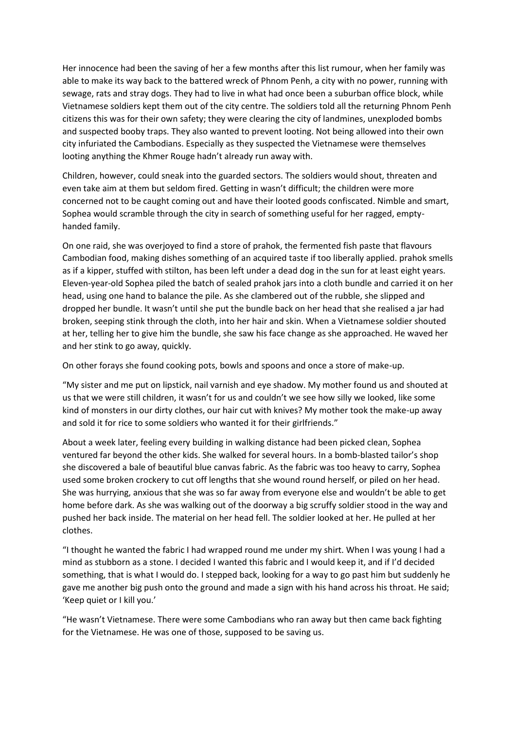Her innocence had been the saving of her a few months after this list rumour, when her family was able to make its way back to the battered wreck of Phnom Penh, a city with no power, running with sewage, rats and stray dogs. They had to live in what had once been a suburban office block, while Vietnamese soldiers kept them out of the city centre. The soldiers told all the returning Phnom Penh citizens this was for their own safety; they were clearing the city of landmines, unexploded bombs and suspected booby traps. They also wanted to prevent looting. Not being allowed into their own city infuriated the Cambodians. Especially as they suspected the Vietnamese were themselves looting anything the Khmer Rouge hadn't already run away with.

Children, however, could sneak into the guarded sectors. The soldiers would shout, threaten and even take aim at them but seldom fired. Getting in wasn't difficult; the children were more concerned not to be caught coming out and have their looted goods confiscated. Nimble and smart, Sophea would scramble through the city in search of something useful for her ragged, empty-handed family.

On one raid, she was overjoyed to find a store of prahok, the fermented fish paste that flavours Cambodian food, making dishes something of an acquired taste if too liberally applied. prahok smells as if a kipper, stuffed with stilton, has been left under a dead dog in the sun for at least eight years. Eleven-year-old Sophea piled the batch of sealed prahok jars into a cloth bundle and carried it on her head, using one hand to balance the pile. As she clambered out of the rubble, she slipped and dropped her bundle. It wasn't until she put the bundle back on her head that she realised a jar had broken, seeping stink through the cloth, into her hair and skin. When a Vietnamese soldier shouted at her, telling her to give him the bundle, she saw his face change as she approached. He waved her and her stink to go away, quickly.

On other forays she found cooking pots, bowls and spoons and once a store of make-up.

"My sister and me put on lipstick, nail varnish and eye shadow. My mother found us and shouted at us that we were still children, it wasn't for us and couldn't we see how silly we looked, like some kind of monsters in our dirty clothes, our hair cut with knives? My mother took the make-up away and sold it for rice to some soldiers who wanted it for their girlfriends."

About a week later, feeling every building in walking distance had been picked clean, Sophea ventured far beyond the other kids. She walked for several hours. In a bomb-blasted tailor's shop she discovered a bale of beautiful blue canvas fabric. As the fabric was too heavy to carry, Sophea used some broken crockery to cut off lengths that she wound round herself, or piled on her head. She was hurrying, anxious that she was so far away from everyone else and wouldn't be able to get home before dark. As she was walking out of the doorway a big scruffy soldier stood in the way and pushed her back inside. The material on her head fell. The soldier looked at her. He pulled at her clothes.

"I thought he wanted the fabric I had wrapped round me under my shirt. When I was young I had a mind as stubborn as a stone. I decided I wanted this fabric and I would keep it, and if I'd decided something, that is what I would do. I stepped back, looking for a way to go past him but suddenly he gave me another big push onto the ground and made a sign with his hand across his throat. He said; 'Keep quiet or I kill you.'

"He wasn't Vietnamese. There were some Cambodians who ran away but then came back fighting for the Vietnamese. He was one of those, supposed to be saving us.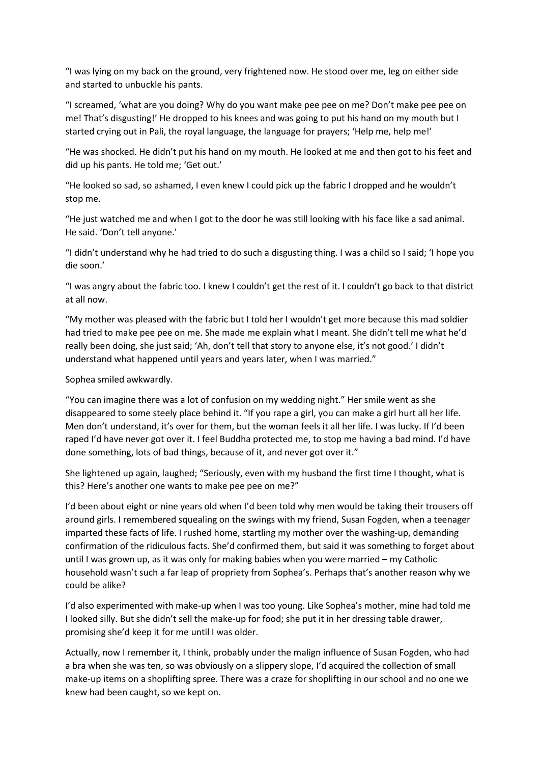"I was lying on my back on the ground, very frightened now. He stood over me, leg on either side and started to unbuckle his pants.

"I screamed, 'what are you doing? Why do you want make pee pee on me? Don't make pee pee on me! That's disgusting!' He dropped to his knees and was going to put his hand on my mouth but I started crying out in Pali, the royal language, the language for prayers; 'Help me, help me!'

"He was shocked. He didn't put his hand on my mouth. He looked at me and then got to his feet and did up his pants. He told me; 'Get out.'

"He looked so sad, so ashamed, I even knew I could pick up the fabric I dropped and he wouldn't stop me.

"He just watched me and when I got to the door he was still looking with his face like a sad animal. He said. 'Don't tell anyone.'

"I didn't understand why he had tried to do such a disgusting thing. I was a child so I said; 'I hope you die soon.'

"I was angry about the fabric too. I knew I couldn't get the rest of it. I couldn't go back to that district at all now.

"My mother was pleased with the fabric but I told her I wouldn't get more because this mad soldier had tried to make pee pee on me. She made me explain what I meant. She didn't tell me what he'd really been doing, she just said; 'Ah, don't tell that story to anyone else, it's not good.' I didn't understand what happened until years and years later, when I was married."

Sophea smiled awkwardly.

"You can imagine there was a lot of confusion on my wedding night." Her smile went as she disappeared to some steely place behind it. "If you rape a girl, you can make a girl hurt all her life. Men don't understand, it's over for them, but the woman feels it all her life. I was lucky. If I'd been raped I'd have never got over it. I feel Buddha protected me, to stop me having a bad mind. I'd have done something, lots of bad things, because of it, and never got over it."

She lightened up again, laughed; "Seriously, even with my husband the first time I thought, what is this? Here's another one wants to make pee pee on me?"

I'd been about eight or nine years old when I'd been told why men would be taking their trousers off around girls. I remembered squealing on the swings with my friend, Susan Fogden, when a teenager imparted these facts of life. I rushed home, startling my mother over the washing-up, demanding confirmation of the ridiculous facts. She'd confirmed them, but said it was something to forget about until I was grown up, as it was only for making babies when you were married – my Catholic household wasn't such a far leap of propriety from Sophea's. Perhaps that's another reason why we could be alike?

I'd also experimented with make-up when I was too young. Like Sophea's mother, mine had told me I looked silly. But she didn't sell the make-up for food; she put it in her dressing table drawer, promising she'd keep it for me until I was older.

Actually, now I remember it, I think, probably under the malign influence of Susan Fogden, who had a bra when she was ten, so was obviously on a slippery slope, I'd acquired the collection of small make-up items on a shoplifting spree. There was a craze for shoplifting in our school and no one we knew had been caught, so we kept on.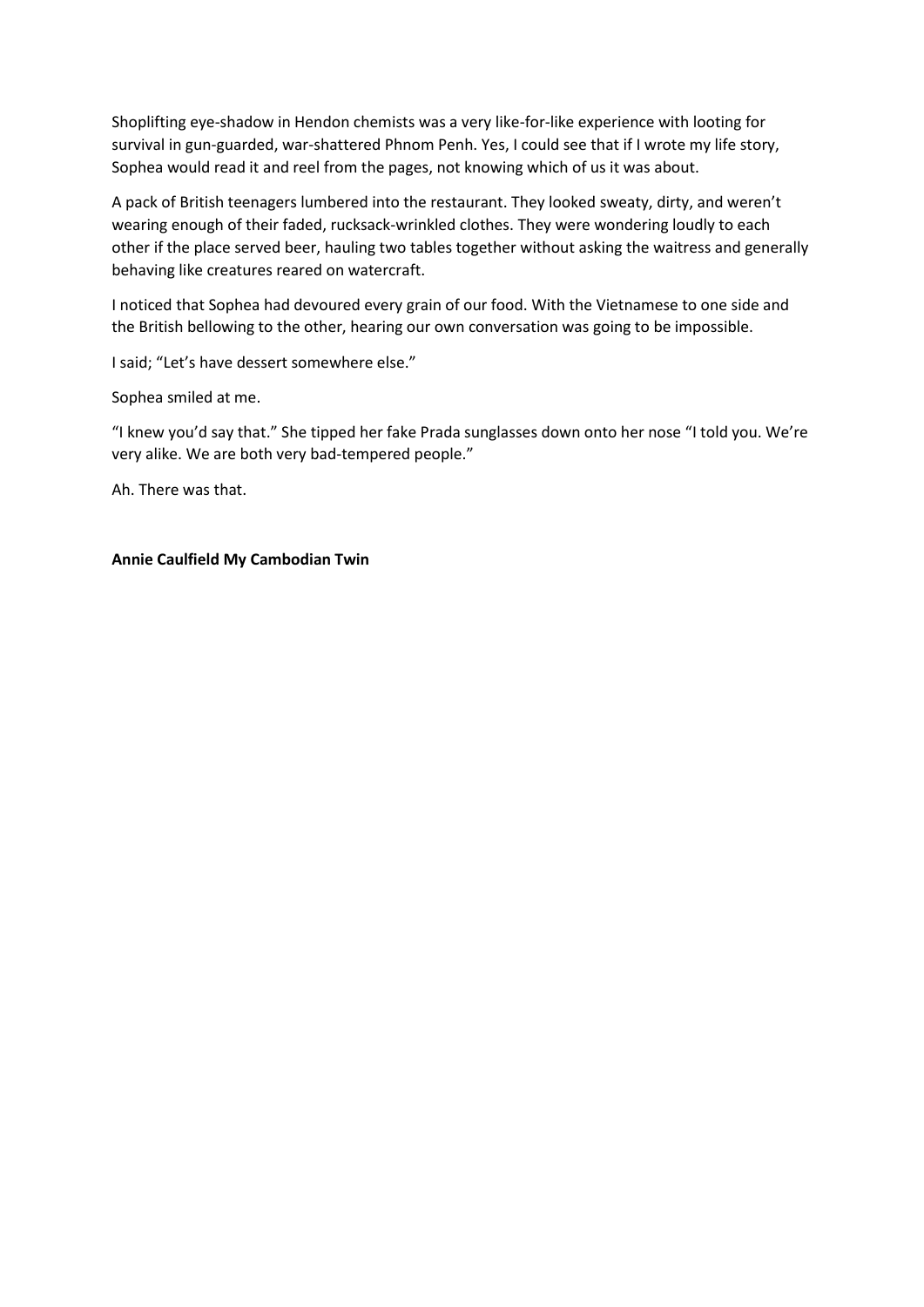Shoplifting eye-shadow in Hendon chemists was a very like-for-like experience with looting for survival in gun-guarded, war-shattered Phnom Penh. Yes, I could see that if I wrote my life story, Sophea would read it and reel from the pages, not knowing which of us it was about.

A pack of British teenagers lumbered into the restaurant. They looked sweaty, dirty, and weren't wearing enough of their faded, rucksack-wrinkled clothes. They were wondering loudly to each other if the place served beer, hauling two tables together without asking the waitress and generally behaving like creatures reared on watercraft.

I noticed that Sophea had devoured every grain of our food. With the Vietnamese to one side and the British bellowing to the other, hearing our own conversation was going to be impossible.

I said; "Let's have dessert somewhere else."

Sophea smiled at me.

"I knew you'd say that." She tipped her fake Prada sunglasses down onto her nose "I told you. We're very alike. We are both very bad-tempered people."

Ah. There was that.

**Annie Caulfield My Cambodian Twin**